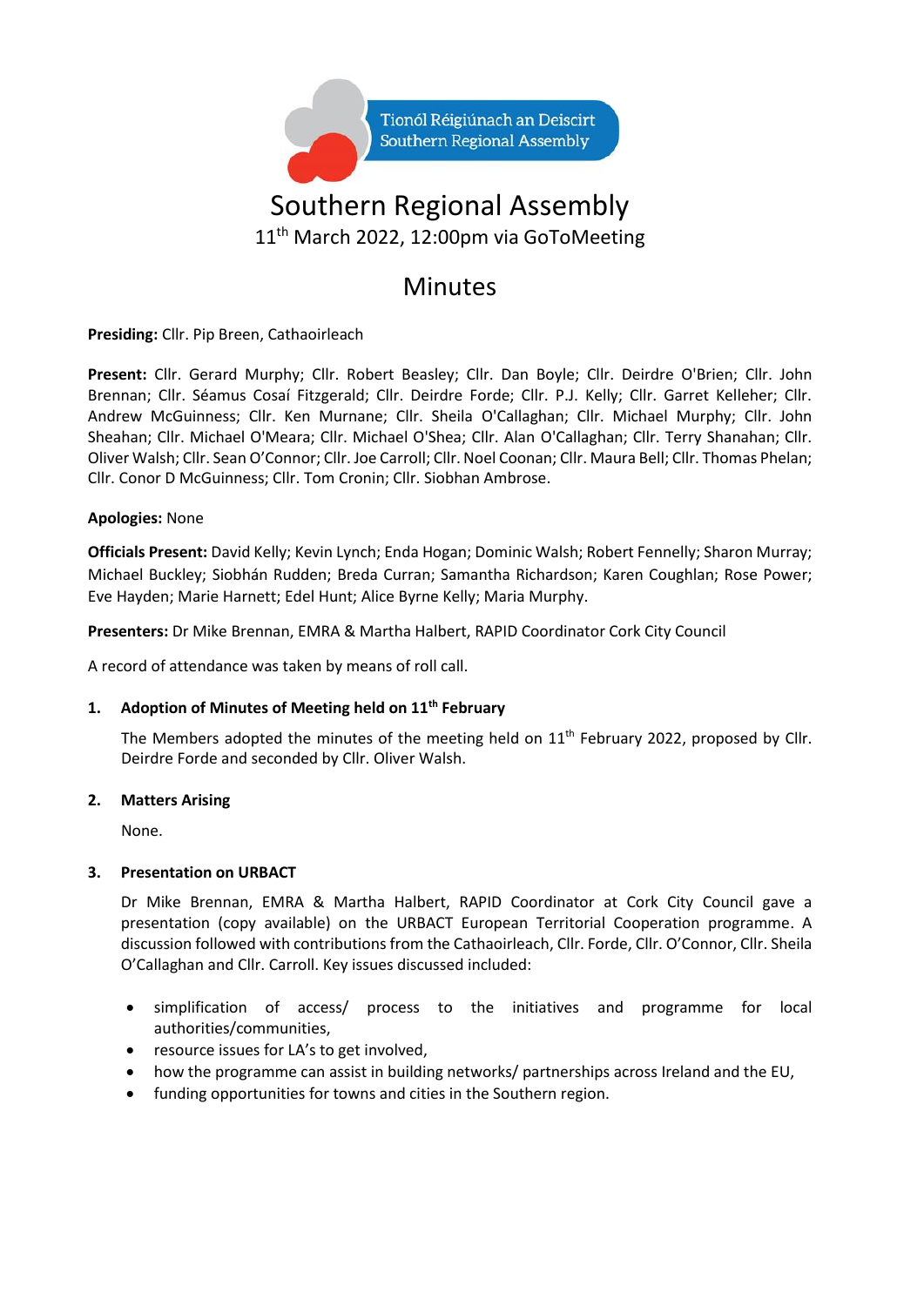Tionól Réigiúnach an Deiscirt
Southern Regional Assembly

# Southern Regional Assembly

11th March 2022, 12:00pm via GoToMeeting

## Minutes

**Presiding:** Cllr. Pip Breen, Cathaoirleach

**Present:** Cllr. Gerard Murphy; Cllr. Robert Beasley; Cllr. Dan Boyle; Cllr. Deirdre O'Brien; Cllr. John Brennan; Cllr. Séamus Cosaí Fitzgerald; Cllr. Deirdre Forde; Cllr. P.J. Kelly; Cllr. Garret Kelleher; Cllr. Andrew McGuinness; Cllr. Ken Murnane; Cllr. Sheila O'Callaghan; Cllr. Michael Murphy; Cllr. John Sheahan; Cllr. Michael O'Meara; Cllr. Michael O'Shea; Cllr. Alan O'Callaghan; Cllr. Terry Shanahan; Cllr. Oliver Walsh; Cllr. Sean O'Connor; Cllr. Joe Carroll; Cllr. Noel Coonan; Cllr. Maura Bell; Cllr. Thomas Phelan; Cllr. Conor D McGuinness; Cllr. Tom Cronin; Cllr. Siobhan Ambrose.

**Apologies:** None

**Officials Present:** David Kelly; Kevin Lynch; Enda Hogan; Dominic Walsh; Robert Fennelly; Sharon Murray; Michael Buckley; Siobhán Rudden; Breda Curran; Samantha Richardson; Karen Coughlan; Rose Power; Eve Hayden; Marie Harnett; Edel Hunt; Alice Byrne Kelly; Maria Murphy.

**Presenters:** Dr Mike Brennan, EMRA & Martha Halbert, RAPID Coordinator Cork City Council

A record of attendance was taken by means of roll call.

### 1. Adoption of Minutes of Meeting held on 11th February

The Members adopted the minutes of the meeting held on 11th February 2022, proposed by Cllr. Deirdre Forde and seconded by Cllr. Oliver Walsh.

### 2. Matters Arising

None.

### 3. Presentation on URBACT

Dr Mike Brennan, EMRA & Martha Halbert, RAPID Coordinator at Cork City Council gave a presentation (copy available) on the URBACT European Territorial Cooperation programme. A discussion followed with contributions from the Cathaoirleach, Cllr. Forde, Cllr. O'Connor, Cllr. Sheila O'Callaghan and Cllr. Carroll. Key issues discussed included:

- simplification of access/ process to the initiatives and programme for local authorities/communities,
- resource issues for LA's to get involved,
- how the programme can assist in building networks/ partnerships across Ireland and the EU,
- funding opportunities for towns and cities in the Southern region.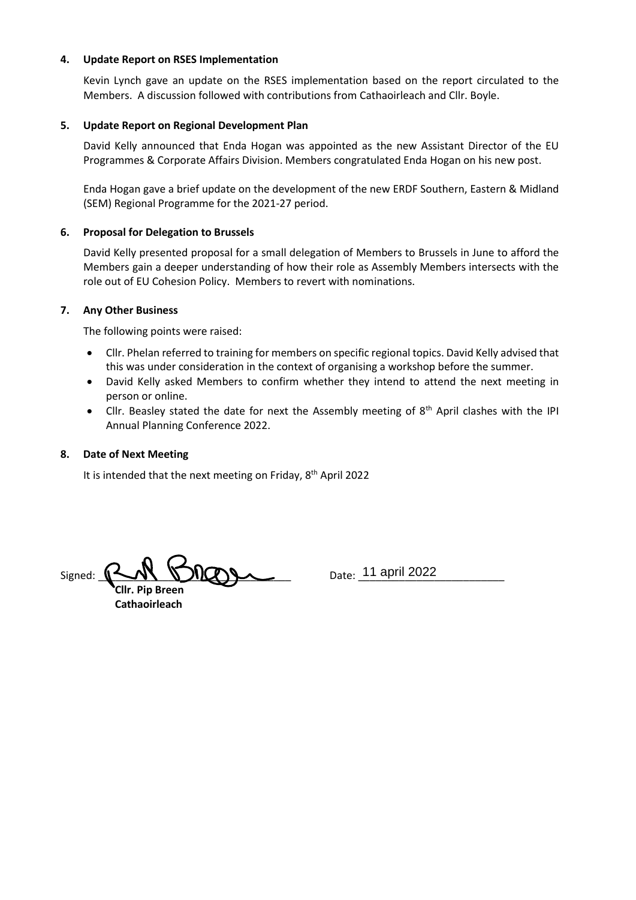### 4. Update Report on RSES Implementation

Kevin Lynch gave an update on the RSES implementation based on the report circulated to the Members. A discussion followed with contributions from Cathaoirleach and Cllr. Boyle.

### 5. Update Report on Regional Development Plan

David Kelly announced that Enda Hogan was appointed as the new Assistant Director of the EU Programmes & Corporate Affairs Division. Members congratulated Enda Hogan on his new post.

Enda Hogan gave a brief update on the development of the new ERDF Southern, Eastern & Midland (SEM) Regional Programme for the 2021-27 period.

### 6. Proposal for Delegation to Brussels

David Kelly presented proposal for a small delegation of Members to Brussels in June to afford the Members gain a deeper understanding of how their role as Assembly Members intersects with the role out of EU Cohesion Policy. Members to revert with nominations.

### 7. Any Other Business

The following points were raised:

- Cllr. Phelan referred to training for members on specific regional topics. David Kelly advised that this was under consideration in the context of organising a workshop before the summer.
- David Kelly asked Members to confirm whether they intend to attend the next meeting in person or online.
- Cllr. Beasley stated the date for next the Assembly meeting of 8th April clashes with the IPI Annual Planning Conference 2022.

### 8. Date of Next Meeting

It is intended that the next meeting on Friday, 8th April 2022

Signed: ______________________ Date: 11 april 2022

**Cllr. Pip Breen**
**Cathaoirleach**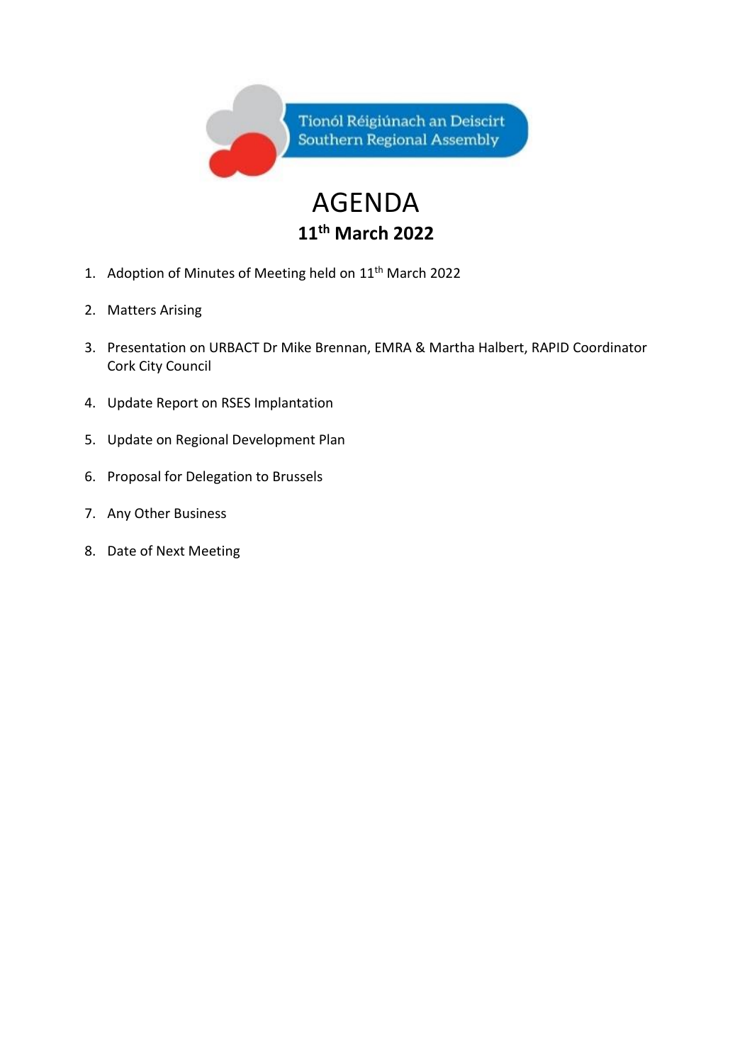Tionól Réigiúnach an Deiscirt
Southern Regional Assembly

# AGENDA

## 11th March 2022

1. Adoption of Minutes of Meeting held on 11th March 2022
2. Matters Arising
3. Presentation on URBACT Dr Mike Brennan, EMRA & Martha Halbert, RAPID Coordinator Cork City Council
4. Update Report on RSES Implantation
5. Update on Regional Development Plan
6. Proposal for Delegation to Brussels
7. Any Other Business
8. Date of Next Meeting